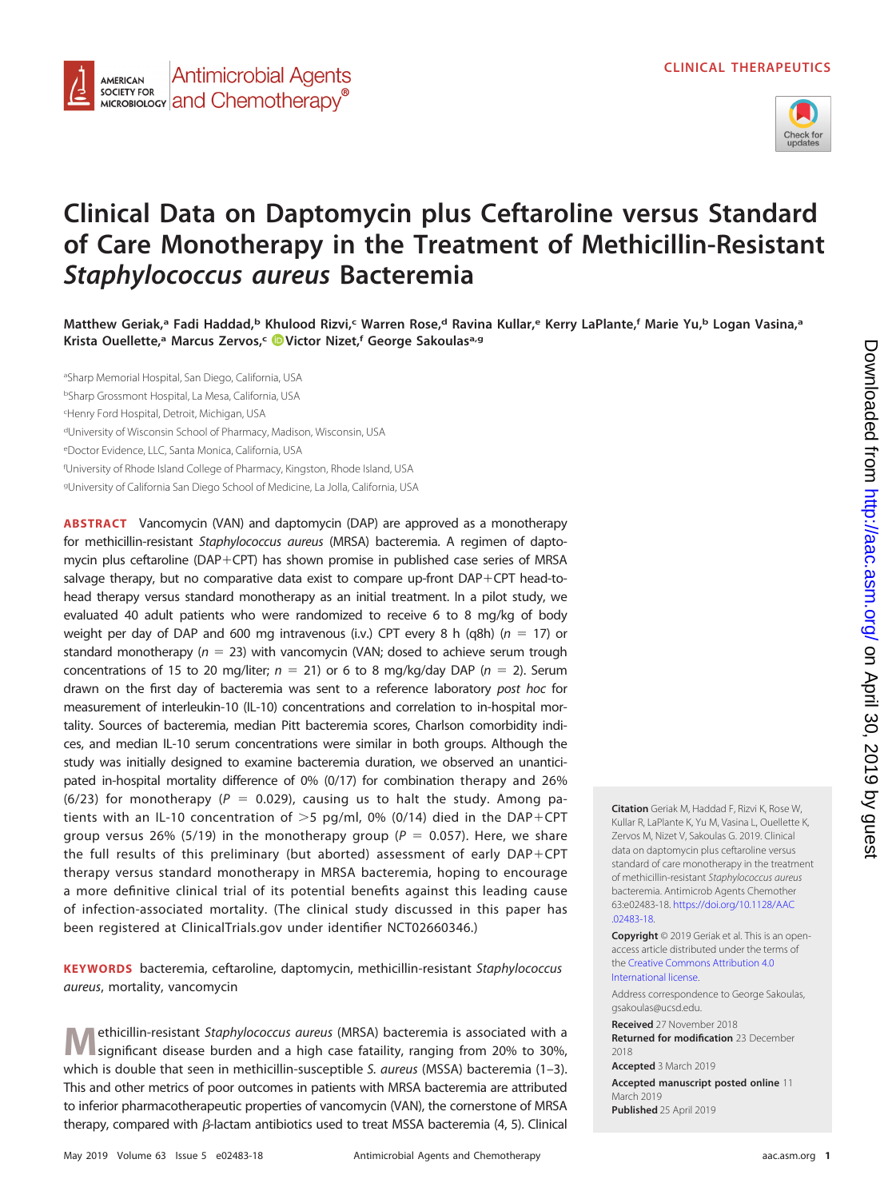CLINICAL THERAPEUTICS

# Clinical Data on Daptomycin plus Ceftaroline versus Standard of Care Monotherapy in the Treatment of Methicillin-Resistant *Staphylococcus aureus* Bacteremia

**Matthew Geriak,[a] Fadi Haddad,[b] Khulood Rizvi,[c] Warren Rose,[d] Ravina Kullar,[e] Kerry LaPlante,[f] Marie Yu,[b] Logan Vasina,[a] Krista Ouellette,[a] Marcus Zervos,[c] Victor Nizet,[f] George Sakoulas[a,g]**

[a]Sharp Memorial Hospital, San Diego, California, USA
[b]Sharp Grossmont Hospital, La Mesa, California, USA
[c]Henry Ford Hospital, Detroit, Michigan, USA
[d]University of Wisconsin School of Pharmacy, Madison, Wisconsin, USA
[e]Doctor Evidence, LLC, Santa Monica, California, USA
[f]University of Rhode Island College of Pharmacy, Kingston, Rhode Island, USA
[g]University of California San Diego School of Medicine, La Jolla, California, USA

**ABSTRACT** Vancomycin (VAN) and daptomycin (DAP) are approved as a monotherapy for methicillin-resistant *Staphylococcus aureus* (MRSA) bacteremia. A regimen of daptomycin plus ceftaroline (DAP+CPT) has shown promise in published case series of MRSA salvage therapy, but no comparative data exist to compare up-front DAP+CPT head-to-head therapy versus standard monotherapy as an initial treatment. In a pilot study, we evaluated 40 adult patients who were randomized to receive 6 to 8 mg/kg of body weight per day of DAP and 600 mg intravenous (i.v.) CPT every 8 h (q8h) ($n = 17$) or standard monotherapy ($n = 23$) with vancomycin (VAN; dosed to achieve serum trough concentrations of 15 to 20 mg/liter; $n = 21$) or 6 to 8 mg/kg/day DAP ($n = 2$). Serum drawn on the first day of bacteremia was sent to a reference laboratory *post hoc* for measurement of interleukin-10 (IL-10) concentrations and correlation to in-hospital mortality. Sources of bacteremia, median Pitt bacteremia scores, Charlson comorbidity indices, and median IL-10 serum concentrations were similar in both groups. Although the study was initially designed to examine bacteremia duration, we observed an unanticipated in-hospital mortality difference of 0% (0/17) for combination therapy and 26% (6/23) for monotherapy ($P = 0.029$), causing us to halt the study. Among patients with an IL-10 concentration of >5 pg/ml, 0% (0/14) died in the DAP+CPT group versus 26% (5/19) in the monotherapy group ($P = 0.057$). Here, we share the full results of this preliminary (but aborted) assessment of early DAP+CPT therapy versus standard monotherapy in MRSA bacteremia, hoping to encourage a more definitive clinical trial of its potential benefits against this leading cause of infection-associated mortality. (The clinical study discussed in this paper has been registered at ClinicalTrials.gov under identifier NCT02660346.)

**KEYWORDS** bacteremia, ceftaroline, daptomycin, methicillin-resistant *Staphylococcus aureus*, mortality, vancomycin

Methicillin-resistant *Staphylococcus aureus* (MRSA) bacteremia is associated with a significant disease burden and a high case fatality, ranging from 20% to 30%, which is double that seen in methicillin-susceptible *S. aureus* (MSSA) bacteremia (1–3). This and other metrics of poor outcomes in patients with MRSA bacteremia are attributed to inferior pharmacotherapeutic properties of vancomycin (VAN), the cornerstone of MRSA therapy, compared with β-lactam antibiotics used to treat MSSA bacteremia (4, 5). Clinical

**Citation** Geriak M, Haddad F, Rizvi K, Rose W, Kullar R, LaPlante K, Yu M, Vasina L, Ouellette K, Zervos M, Nizet V, Sakoulas G. 2019. Clinical data on daptomycin plus ceftaroline versus standard of care monotherapy in the treatment of methicillin-resistant *Staphylococcus aureus* bacteremia. Antimicrob Agents Chemother 63:e02483-18. https://doi.org/10.1128/AAC.02483-18.

**Copyright** © 2019 Geriak et al. This is an open-access article distributed under the terms of the Creative Commons Attribution 4.0 International license.

Address correspondence to George Sakoulas, gsakoulas@ucsd.edu.

**Received** 27 November 2018
**Returned for modification** 23 December 2018
**Accepted** 3 March 2019
**Accepted manuscript posted online** 11 March 2019
**Published** 25 April 2019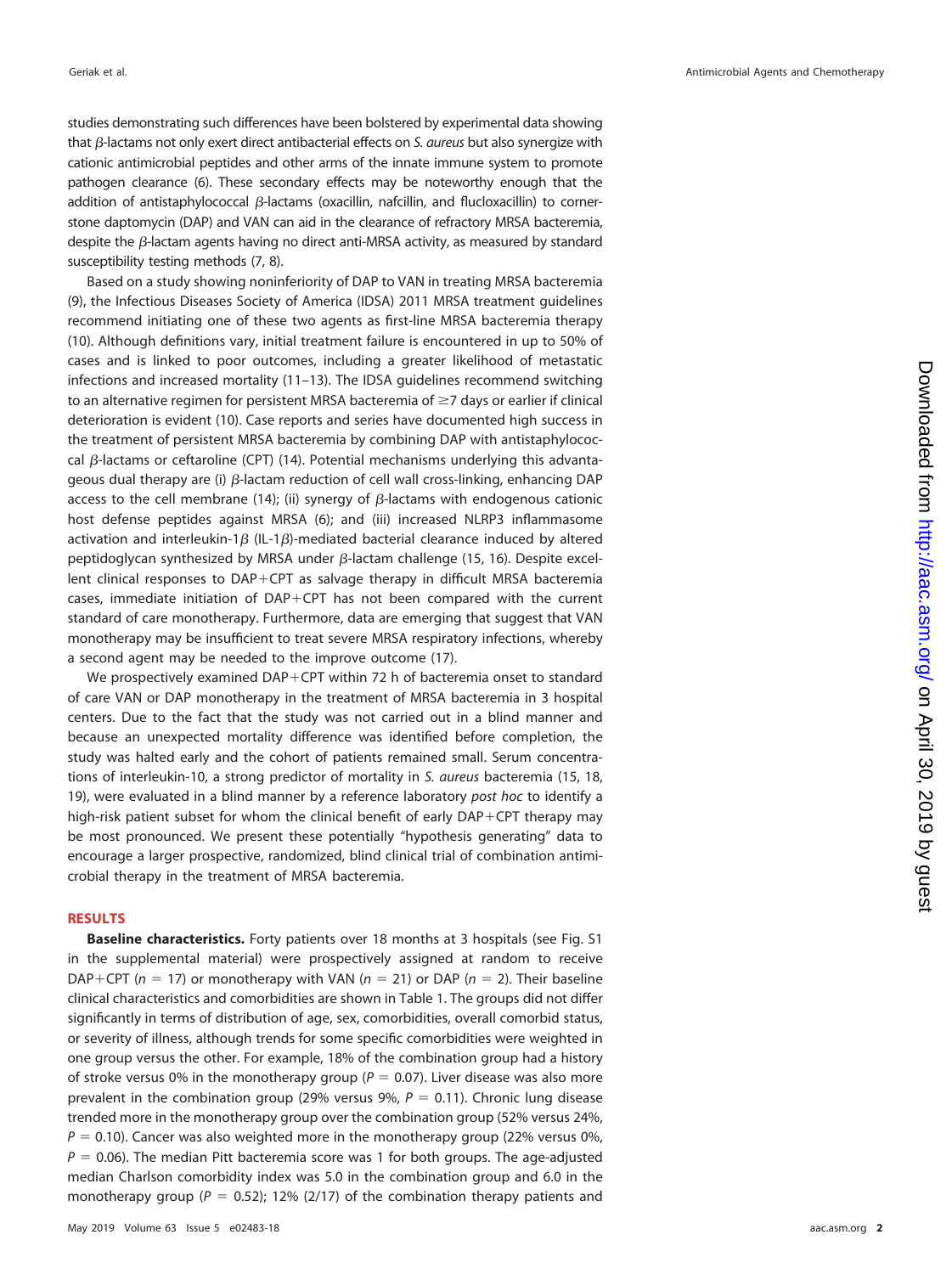studies demonstrating such differences have been bolstered by experimental data showing that β-lactams not only exert direct antibacterial effects on *S. aureus* but also synergize with cationic antimicrobial peptides and other arms of the innate immune system to promote pathogen clearance (6). These secondary effects may be noteworthy enough that the addition of antistaphylococcal β-lactams (oxacillin, nafcillin, and flucloxacillin) to cornerstone daptomycin (DAP) and VAN can aid in the clearance of refractory MRSA bacteremia, despite the β-lactam agents having no direct anti-MRSA activity, as measured by standard susceptibility testing methods (7, 8).

Based on a study showing noninferiority of DAP to VAN in treating MRSA bacteremia (9), the Infectious Diseases Society of America (IDSA) 2011 MRSA treatment guidelines recommend initiating one of these two agents as first-line MRSA bacteremia therapy (10). Although definitions vary, initial treatment failure is encountered in up to 50% of cases and is linked to poor outcomes, including a greater likelihood of metastatic infections and increased mortality (11–13). The IDSA guidelines recommend switching to an alternative regimen for persistent MRSA bacteremia of ≥7 days or earlier if clinical deterioration is evident (10). Case reports and series have documented high success in the treatment of persistent MRSA bacteremia by combining DAP with antistaphylococcal β-lactams or ceftaroline (CPT) (14). Potential mechanisms underlying this advantageous dual therapy are (i) β-lactam reduction of cell wall cross-linking, enhancing DAP access to the cell membrane (14); (ii) synergy of β-lactams with endogenous cationic host defense peptides against MRSA (6); and (iii) increased NLRP3 inflammasome activation and interleukin-1β (IL-1β)-mediated bacterial clearance induced by altered peptidoglycan synthesized by MRSA under β-lactam challenge (15, 16). Despite excellent clinical responses to DAP+CPT as salvage therapy in difficult MRSA bacteremia cases, immediate initiation of DAP+CPT has not been compared with the current standard of care monotherapy. Furthermore, data are emerging that suggest that VAN monotherapy may be insufficient to treat severe MRSA respiratory infections, whereby a second agent may be needed to the improve outcome (17).

We prospectively examined DAP+CPT within 72 h of bacteremia onset to standard of care VAN or DAP monotherapy in the treatment of MRSA bacteremia in 3 hospital centers. Due to the fact that the study was not carried out in a blind manner and because an unexpected mortality difference was identified before completion, the study was halted early and the cohort of patients remained small. Serum concentrations of interleukin-10, a strong predictor of mortality in *S. aureus* bacteremia (15, 18, 19), were evaluated in a blind manner by a reference laboratory *post hoc* to identify a high-risk patient subset for whom the clinical benefit of early DAP+CPT therapy may be most pronounced. We present these potentially "hypothesis generating" data to encourage a larger prospective, randomized, blind clinical trial of combination antimicrobial therapy in the treatment of MRSA bacteremia.

## RESULTS

**Baseline characteristics.** Forty patients over 18 months at 3 hospitals (see Fig. S1 in the supplemental material) were prospectively assigned at random to receive DAP+CPT ($n = 17$) or monotherapy with VAN ($n = 21$) or DAP ($n = 2$). Their baseline clinical characteristics and comorbidities are shown in Table 1. The groups did not differ significantly in terms of distribution of age, sex, comorbidities, overall comorbid status, or severity of illness, although trends for some specific comorbidities were weighted in one group versus the other. For example, 18% of the combination group had a history of stroke versus 0% in the monotherapy group ($P = 0.07$). Liver disease was also more prevalent in the combination group (29% versus 9%, $P = 0.11$). Chronic lung disease trended more in the monotherapy group over the combination group (52% versus 24%, $P = 0.10$). Cancer was also weighted more in the monotherapy group (22% versus 0%, $P = 0.06$). The median Pitt bacteremia score was 1 for both groups. The age-adjusted median Charlson comorbidity index was 5.0 in the combination group and 6.0 in the monotherapy group ($P = 0.52$); 12% (2/17) of the combination therapy patients and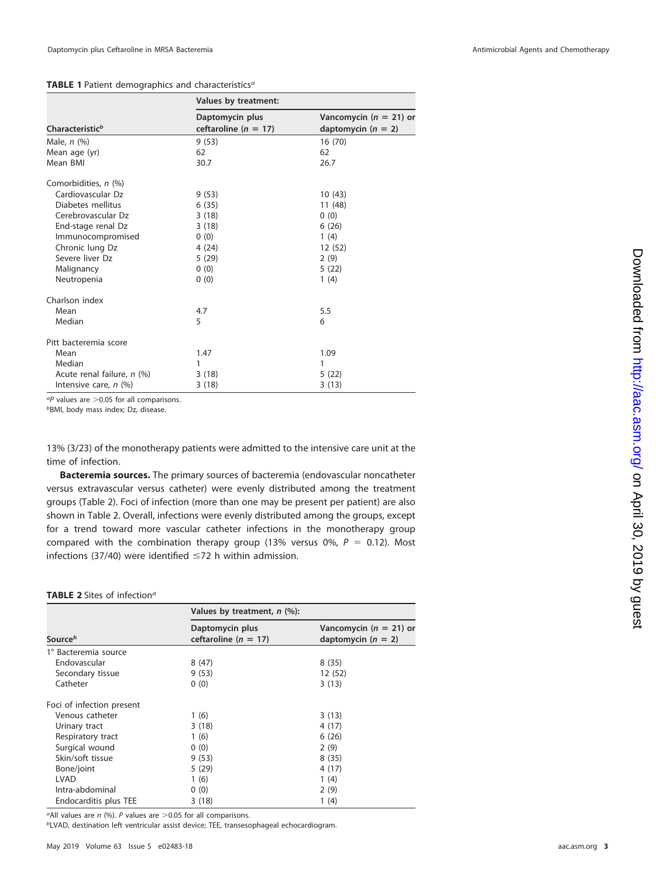**TABLE 1** Patient demographics and characteristics[a]

| Characteristic[b] | Values by treatment: | |
|---|---|---|
| | Daptomycin plus ceftaroline ($n$ = 17) | Vancomycin ($n$ = 21) or daptomycin ($n$ = 2) |
| Male, $n$ (%) | 9 (53) | 16 (70) |
| Mean age (yr) | 62 | 62 |
| Mean BMI | 30.7 | 26.7 |
| Comorbidities, $n$ (%) | | |
| Cardiovascular Dz | 9 (53) | 10 (43) |
| Diabetes mellitus | 6 (35) | 11 (48) |
| Cerebrovascular Dz | 3 (18) | 0 (0) |
| End-stage renal Dz | 3 (18) | 6 (26) |
| Immunocompromised | 0 (0) | 1 (4) |
| Chronic lung Dz | 4 (24) | 12 (52) |
| Severe liver Dz | 5 (29) | 2 (9) |
| Malignancy | 0 (0) | 5 (22) |
| Neutropenia | 0 (0) | 1 (4) |
| Charlson index | | |
| Mean | 4.7 | 5.5 |
| Median | 5 | 6 |
| Pitt bacteremia score | | |
| Mean | 1.47 | 1.09 |
| Median | 1 | 1 |
| Acute renal failure, $n$ (%) | 3 (18) | 5 (22) |
| Intensive care, $n$ (%) | 3 (18) | 3 (13) |

[a] $P$ values are >0.05 for all comparisons.
[b] BMI, body mass index; Dz, disease.

13% (3/23) of the monotherapy patients were admitted to the intensive care unit at the time of infection.

**Bacteremia sources.** The primary sources of bacteremia (endovascular noncatheter versus extravascular versus catheter) were evenly distributed among the treatment groups (Table 2). Foci of infection (more than one may be present per patient) are also shown in Table 2. Overall, infections were evenly distributed among the groups, except for a trend toward more vascular catheter infections in the monotherapy group compared with the combination therapy group (13% versus 0%, $P$ = 0.12). Most infections (37/40) were identified ≤72 h within admission.

**TABLE 2** Sites of infection[a]

| Source[b] | Values by treatment, $n$ (%): | |
|---|---|---|
| | Daptomycin plus ceftaroline ($n$ = 17) | Vancomycin ($n$ = 21) or daptomycin ($n$ = 2) |
| 1° Bacteremia source | | |
| Endovascular | 8 (47) | 8 (35) |
| Secondary tissue | 9 (53) | 12 (52) |
| Catheter | 0 (0) | 3 (13) |
| Foci of infection present | | |
| Venous catheter | 1 (6) | 3 (13) |
| Urinary tract | 3 (18) | 4 (17) |
| Respiratory tract | 1 (6) | 6 (26) |
| Surgical wound | 0 (0) | 2 (9) |
| Skin/soft tissue | 9 (53) | 8 (35) |
| Bone/joint | 5 (29) | 4 (17) |
| LVAD | 1 (6) | 1 (4) |
| Intra-abdominal | 0 (0) | 2 (9) |
| Endocarditis plus TEE | 3 (18) | 1 (4) |

[a] All values are $n$ (%). $P$ values are >0.05 for all comparisons.
[b] LVAD, destination left ventricular assist device; TEE, transesophageal echocardiogram.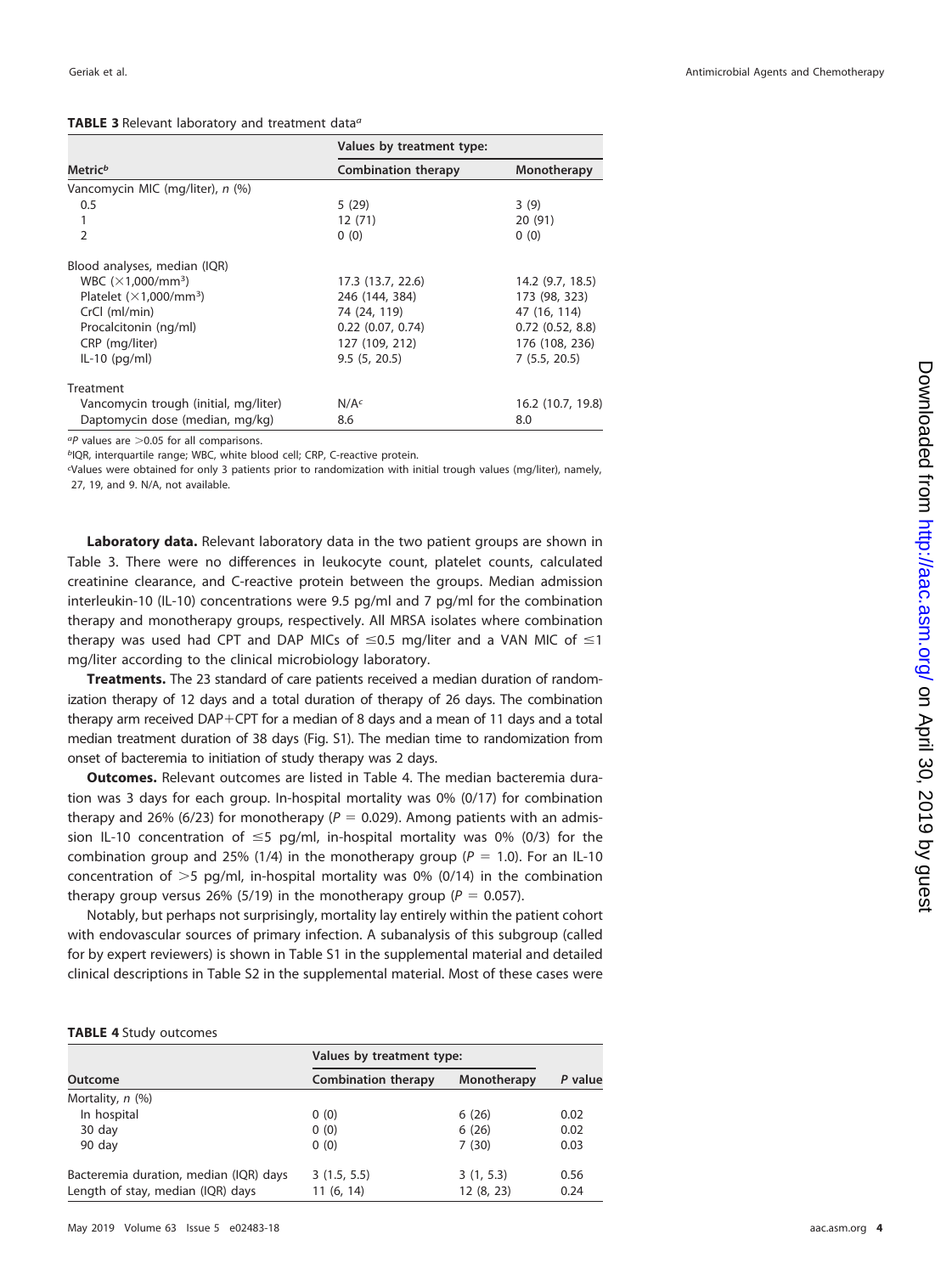**TABLE 3** Relevant laboratory and treatment data[a]

| Metric[b] | Values by treatment type: | |
|---|---|---|
| | Combination therapy | Monotherapy |
| Vancomycin MIC (mg/liter), *n* (%) | | |
| 0.5 | 5 (29) | 3 (9) |
| 1 | 12 (71) | 20 (91) |
| 2 | 0 (0) | 0 (0) |
| Blood analyses, median (IQR) | | |
| WBC ($\times$1,000/mm$^3$) | 17.3 (13.7, 22.6) | 14.2 (9.7, 18.5) |
| Platelet ($\times$1,000/mm$^3$) | 246 (144, 384) | 173 (98, 323) |
| CrCl (ml/min) | 74 (24, 119) | 47 (16, 114) |
| Procalcitonin (ng/ml) | 0.22 (0.07, 0.74) | 0.72 (0.52, 8.8) |
| CRP (mg/liter) | 127 (109, 212) | 176 (108, 236) |
| IL-10 (pg/ml) | 9.5 (5, 20.5) | 7 (5.5, 20.5) |
| Treatment | | |
| Vancomycin trough (initial, mg/liter) | N/A[c] | 16.2 (10.7, 19.8) |
| Daptomycin dose (median, mg/kg) | 8.6 | 8.0 |

[a]*P* values are >0.05 for all comparisons.

[b]IQR, interquartile range; WBC, white blood cell; CRP, C-reactive protein.

[c]Values were obtained for only 3 patients prior to randomization with initial trough values (mg/liter), namely, 27, 19, and 9. N/A, not available.

**Laboratory data.** Relevant laboratory data in the two patient groups are shown in Table 3. There were no differences in leukocyte count, platelet counts, calculated creatinine clearance, and C-reactive protein between the groups. Median admission interleukin-10 (IL-10) concentrations were 9.5 pg/ml and 7 pg/ml for the combination therapy and monotherapy groups, respectively. All MRSA isolates where combination therapy was used had CPT and DAP MICs of ≤0.5 mg/liter and a VAN MIC of ≤1 mg/liter according to the clinical microbiology laboratory.

**Treatments.** The 23 standard of care patients received a median duration of randomization therapy of 12 days and a total duration of therapy of 26 days. The combination therapy arm received DAP+CPT for a median of 8 days and a mean of 11 days and a total median treatment duration of 38 days (Fig. S1). The median time to randomization from onset of bacteremia to initiation of study therapy was 2 days.

**Outcomes.** Relevant outcomes are listed in Table 4. The median bacteremia duration was 3 days for each group. In-hospital mortality was 0% (0/17) for combination therapy and 26% (6/23) for monotherapy ($P = 0.029$). Among patients with an admission IL-10 concentration of ≤5 pg/ml, in-hospital mortality was 0% (0/3) for the combination group and 25% (1/4) in the monotherapy group ($P = 1.0$). For an IL-10 concentration of >5 pg/ml, in-hospital mortality was 0% (0/14) in the combination therapy group versus 26% (5/19) in the monotherapy group ($P = 0.057$).

Notably, but perhaps not surprisingly, mortality lay entirely within the patient cohort with endovascular sources of primary infection. A subanalysis of this subgroup (called for by expert reviewers) is shown in Table S1 in the supplemental material and detailed clinical descriptions in Table S2 in the supplemental material. Most of these cases were

**TABLE 4** Study outcomes

| Outcome | Values by treatment type: | | *P* value |
|---|---|---|---|
| | Combination therapy | Monotherapy | |
| Mortality, *n* (%) | | | |
| In hospital | 0 (0) | 6 (26) | 0.02 |
| 30 day | 0 (0) | 6 (26) | 0.02 |
| 90 day | 0 (0) | 7 (30) | 0.03 |
| Bacteremia duration, median (IQR) days | 3 (1.5, 5.5) | 3 (1, 5.3) | 0.56 |
| Length of stay, median (IQR) days | 11 (6, 14) | 12 (8, 23) | 0.24 |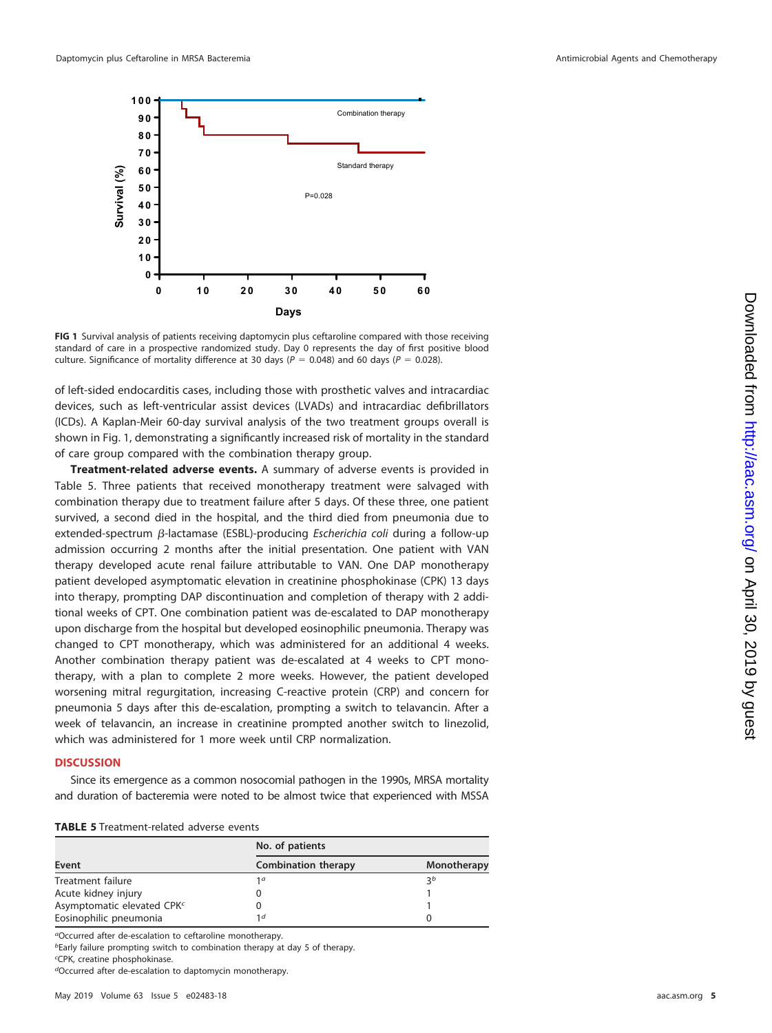FIG 1 Survival analysis of patients receiving daptomycin plus ceftaroline compared with those receiving standard of care in a prospective randomized study. Day 0 represents the day of first positive blood culture. Significance of mortality difference at 30 days ($P = 0.048$) and 60 days ($P = 0.028$).

of left-sided endocarditis cases, including those with prosthetic valves and intracardiac devices, such as left-ventricular assist devices (LVADs) and intracardiac defibrillators (ICDs). A Kaplan-Meir 60-day survival analysis of the two treatment groups overall is shown in Fig. 1, demonstrating a significantly increased risk of mortality in the standard of care group compared with the combination therapy group.

**Treatment-related adverse events.** A summary of adverse events is provided in Table 5. Three patients that received monotherapy treatment were salvaged with combination therapy due to treatment failure after 5 days. Of these three, one patient survived, a second died in the hospital, and the third died from pneumonia due to extended-spectrum β-lactamase (ESBL)-producing *Escherichia coli* during a follow-up admission occurring 2 months after the initial presentation. One patient with VAN therapy developed acute renal failure attributable to VAN. One DAP monotherapy patient developed asymptomatic elevation in creatinine phosphokinase (CPK) 13 days into therapy, prompting DAP discontinuation and completion of therapy with 2 additional weeks of CPT. One combination patient was de-escalated to DAP monotherapy upon discharge from the hospital but developed eosinophilic pneumonia. Therapy was changed to CPT monotherapy, which was administered for an additional 4 weeks. Another combination therapy patient was de-escalated at 4 weeks to CPT monotherapy, with a plan to complete 2 more weeks. However, the patient developed worsening mitral regurgitation, increasing C-reactive protein (CRP) and concern for pneumonia 5 days after this de-escalation, prompting a switch to telavancin. After a week of telavancin, an increase in creatinine prompted another switch to linezolid, which was administered for 1 more week until CRP normalization.

## DISCUSSION

Since its emergence as a common nosocomial pathogen in the 1990s, MRSA mortality and duration of bacteremia were noted to be almost twice that experienced with MSSA

**TABLE 5** Treatment-related adverse events

| | No. of patients | |
|---|---|---|
| Event | Combination therapy | Monotherapy |
| Treatment failure | 1[a] | 3[b] |
| Acute kidney injury | 0 | 1 |
| Asymptomatic elevated CPK[c] | 0 | 1 |
| Eosinophilic pneumonia | 1[d] | 0 |

[a]Occurred after de-escalation to ceftaroline monotherapy.
[b]Early failure prompting switch to combination therapy at day 5 of therapy.
[c]CPK, creatine phosphokinase.
[d]Occurred after de-escalation to daptomycin monotherapy.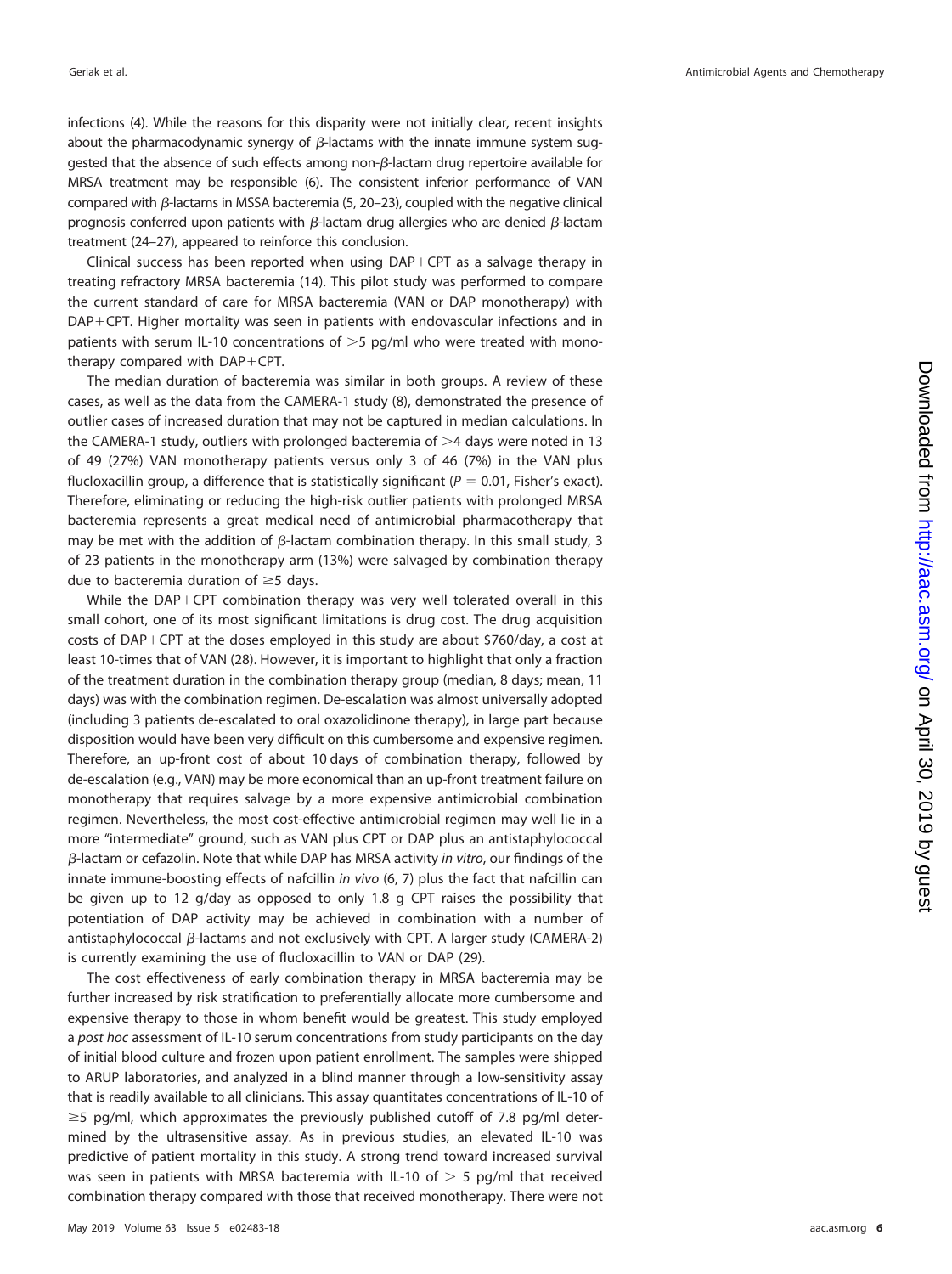infections (4). While the reasons for this disparity were not initially clear, recent insights about the pharmacodynamic synergy of β-lactams with the innate immune system suggested that the absence of such effects among non-β-lactam drug repertoire available for MRSA treatment may be responsible (6). The consistent inferior performance of VAN compared with β-lactams in MSSA bacteremia (5, 20–23), coupled with the negative clinical prognosis conferred upon patients with β-lactam drug allergies who are denied β-lactam treatment (24–27), appeared to reinforce this conclusion.

Clinical success has been reported when using DAP+CPT as a salvage therapy in treating refractory MRSA bacteremia (14). This pilot study was performed to compare the current standard of care for MRSA bacteremia (VAN or DAP monotherapy) with DAP+CPT. Higher mortality was seen in patients with endovascular infections and in patients with serum IL-10 concentrations of >5 pg/ml who were treated with monotherapy compared with DAP+CPT.

The median duration of bacteremia was similar in both groups. A review of these cases, as well as the data from the CAMERA-1 study (8), demonstrated the presence of outlier cases of increased duration that may not be captured in median calculations. In the CAMERA-1 study, outliers with prolonged bacteremia of >4 days were noted in 13 of 49 (27%) VAN monotherapy patients versus only 3 of 46 (7%) in the VAN plus flucloxacillin group, a difference that is statistically significant ($P = 0.01$, Fisher's exact). Therefore, eliminating or reducing the high-risk outlier patients with prolonged MRSA bacteremia represents a great medical need of antimicrobial pharmacotherapy that may be met with the addition of β-lactam combination therapy. In this small study, 3 of 23 patients in the monotherapy arm (13%) were salvaged by combination therapy due to bacteremia duration of ≥5 days.

While the DAP+CPT combination therapy was very well tolerated overall in this small cohort, one of its most significant limitations is drug cost. The drug acquisition costs of DAP+CPT at the doses employed in this study are about $760/day, a cost at least 10-times that of VAN (28). However, it is important to highlight that only a fraction of the treatment duration in the combination therapy group (median, 8 days; mean, 11 days) was with the combination regimen. De-escalation was almost universally adopted (including 3 patients de-escalated to oral oxazolidinone therapy), in large part because disposition would have been very difficult on this cumbersome and expensive regimen. Therefore, an up-front cost of about 10 days of combination therapy, followed by de-escalation (e.g., VAN) may be more economical than an up-front treatment failure on monotherapy that requires salvage by a more expensive antimicrobial combination regimen. Nevertheless, the most cost-effective antimicrobial regimen may well lie in a more "intermediate" ground, such as VAN plus CPT or DAP plus an antistaphylococcal β-lactam or cefazolin. Note that while DAP has MRSA activity *in vitro*, our findings of the innate immune-boosting effects of nafcillin *in vivo* (6, 7) plus the fact that nafcillin can be given up to 12 g/day as opposed to only 1.8 g CPT raises the possibility that potentiation of DAP activity may be achieved in combination with a number of antistaphylococcal β-lactams and not exclusively with CPT. A larger study (CAMERA-2) is currently examining the use of flucloxacillin to VAN or DAP (29).

The cost effectiveness of early combination therapy in MRSA bacteremia may be further increased by risk stratification to preferentially allocate more cumbersome and expensive therapy to those in whom benefit would be greatest. This study employed a *post hoc* assessment of IL-10 serum concentrations from study participants on the day of initial blood culture and frozen upon patient enrollment. The samples were shipped to ARUP laboratories, and analyzed in a blind manner through a low-sensitivity assay that is readily available to all clinicians. This assay quantitates concentrations of IL-10 of ≥5 pg/ml, which approximates the previously published cutoff of 7.8 pg/ml determined by the ultrasensitive assay. As in previous studies, an elevated IL-10 was predictive of patient mortality in this study. A strong trend toward increased survival was seen in patients with MRSA bacteremia with IL-10 of > 5 pg/ml that received combination therapy compared with those that received monotherapy. There were not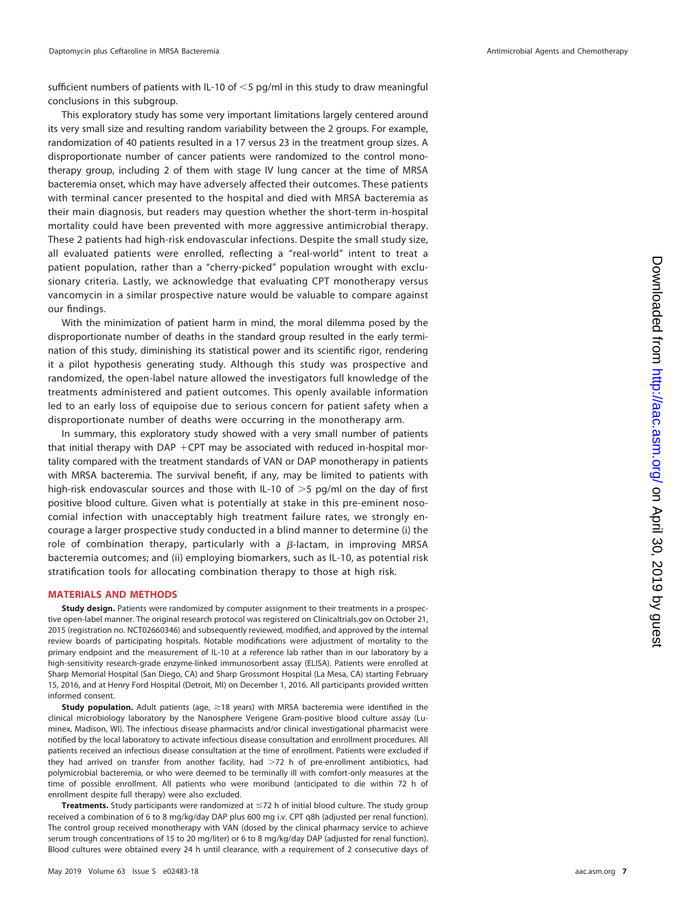sufficient numbers of patients with IL-10 of <5 pg/ml in this study to draw meaningful conclusions in this subgroup.

This exploratory study has some very important limitations largely centered around its very small size and resulting random variability between the 2 groups. For example, randomization of 40 patients resulted in a 17 versus 23 in the treatment group sizes. A disproportionate number of cancer patients were randomized to the control monotherapy group, including 2 of them with stage IV lung cancer at the time of MRSA bacteremia onset, which may have adversely affected their outcomes. These patients with terminal cancer presented to the hospital and died with MRSA bacteremia as their main diagnosis, but readers may question whether the short-term in-hospital mortality could have been prevented with more aggressive antimicrobial therapy. These 2 patients had high-risk endovascular infections. Despite the small study size, all evaluated patients were enrolled, reflecting a "real-world" intent to treat a patient population, rather than a "cherry-picked" population wrought with exclusionary criteria. Lastly, we acknowledge that evaluating CPT monotherapy versus vancomycin in a similar prospective nature would be valuable to compare against our findings.

With the minimization of patient harm in mind, the moral dilemma posed by the disproportionate number of deaths in the standard group resulted in the early termination of this study, diminishing its statistical power and its scientific rigor, rendering it a pilot hypothesis generating study. Although this study was prospective and randomized, the open-label nature allowed the investigators full knowledge of the treatments administered and patient outcomes. This openly available information led to an early loss of equipoise due to serious concern for patient safety when a disproportionate number of deaths were occurring in the monotherapy arm.

In summary, this exploratory study showed with a very small number of patients that initial therapy with DAP +CPT may be associated with reduced in-hospital mortality compared with the treatment standards of VAN or DAP monotherapy in patients with MRSA bacteremia. The survival benefit, if any, may be limited to patients with high-risk endovascular sources and those with IL-10 of >5 pg/ml on the day of first positive blood culture. Given what is potentially at stake in this pre-eminent nosocomial infection with unacceptably high treatment failure rates, we strongly encourage a larger prospective study conducted in a blind manner to determine (i) the role of combination therapy, particularly with a $\beta$-lactam, in improving MRSA bacteremia outcomes; and (ii) employing biomarkers, such as IL-10, as potential risk stratification tools for allocating combination therapy to those at high risk.

## MATERIALS AND METHODS

**Study design.** Patients were randomized by computer assignment to their treatments in a prospective open-label manner. The original research protocol was registered on Clinicaltrials.gov on October 21, 2015 (registration no. NCT02660346) and subsequently reviewed, modified, and approved by the internal review boards of participating hospitals. Notable modifications were adjustment of mortality to the primary endpoint and the measurement of IL-10 at a reference lab rather than in our laboratory by a high-sensitivity research-grade enzyme-linked immunosorbent assay (ELISA). Patients were enrolled at Sharp Memorial Hospital (San Diego, CA) and Sharp Grossmont Hospital (La Mesa, CA) starting February 15, 2016, and at Henry Ford Hospital (Detroit, MI) on December 1, 2016. All participants provided written informed consent.

**Study population.** Adult patients (age, ≥18 years) with MRSA bacteremia were identified in the clinical microbiology laboratory by the Nanosphere Verigene Gram-positive blood culture assay (Luminex, Madison, WI). The infectious disease pharmacists and/or clinical investigational pharmacist were notified by the local laboratory to activate infectious disease consultation and enrollment procedures. All patients received an infectious disease consultation at the time of enrollment. Patients were excluded if they had arrived on transfer from another facility, had >72 h of pre-enrollment antibiotics, had polymicrobial bacteremia, or who were deemed to be terminally ill with comfort-only measures at the time of possible enrollment. All patients who were moribund (anticipated to die within 72 h of enrollment despite full therapy) were also excluded.

**Treatments.** Study participants were randomized at ≤72 h of initial blood culture. The study group received a combination of 6 to 8 mg/kg/day DAP plus 600 mg i.v. CPT q8h (adjusted per renal function). The control group received monotherapy with VAN (dosed by the clinical pharmacy service to achieve serum trough concentrations of 15 to 20 mg/liter) or 6 to 8 mg/kg/day DAP (adjusted for renal function). Blood cultures were obtained every 24 h until clearance, with a requirement of 2 consecutive days of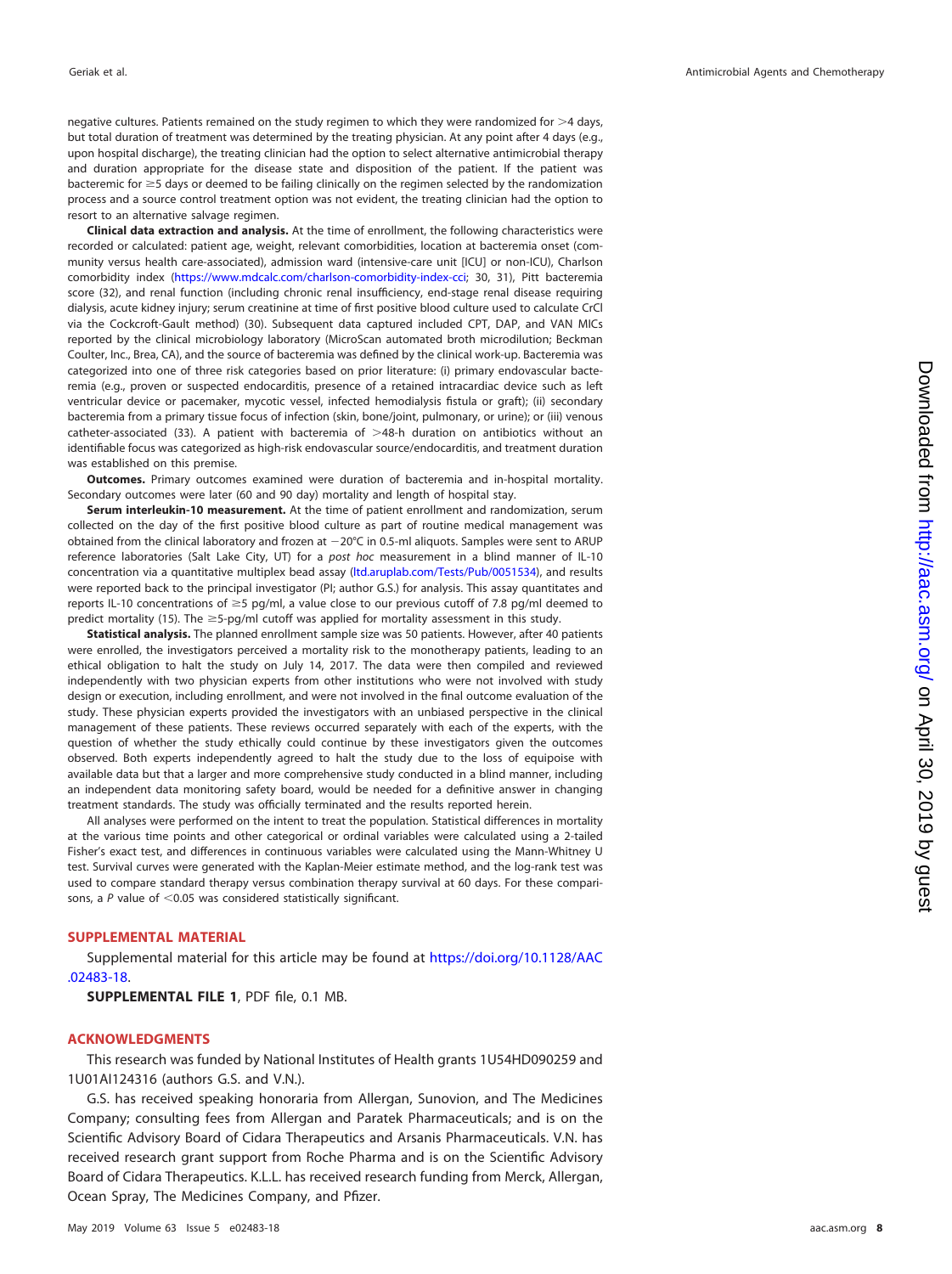negative cultures. Patients remained on the study regimen to which they were randomized for >4 days, but total duration of treatment was determined by the treating physician. At any point after 4 days (e.g., upon hospital discharge), the treating clinician had the option to select alternative antimicrobial therapy and duration appropriate for the disease state and disposition of the patient. If the patient was bacteremic for ≥5 days or deemed to be failing clinically on the regimen selected by the randomization process and a source control treatment option was not evident, the treating clinician had the option to resort to an alternative salvage regimen.

**Clinical data extraction and analysis.** At the time of enrollment, the following characteristics were recorded or calculated: patient age, weight, relevant comorbidities, location at bacteremia onset (community versus health care-associated), admission ward (intensive-care unit [ICU] or non-ICU), Charlson comorbidity index (https://www.mdcalc.com/charlson-comorbidity-index-cci; 30, 31), Pitt bacteremia score (32), and renal function (including chronic renal insufficiency, end-stage renal disease requiring dialysis, acute kidney injury; serum creatinine at time of first positive blood culture used to calculate CrCl via the Cockcroft-Gault method) (30). Subsequent data captured included CPT, DAP, and VAN MICs reported by the clinical microbiology laboratory (MicroScan automated broth microdilution; Beckman Coulter, Inc., Brea, CA), and the source of bacteremia was defined by the clinical work-up. Bacteremia was categorized into one of three risk categories based on prior literature: (i) primary endovascular bacteremia (e.g., proven or suspected endocarditis, presence of a retained intracardiac device such as left ventricular device or pacemaker, mycotic vessel, infected hemodialysis fistula or graft); (ii) secondary bacteremia from a primary tissue focus of infection (skin, bone/joint, pulmonary, or urine); or (iii) venous catheter-associated (33). A patient with bacteremia of >48-h duration on antibiotics without an identifiable focus was categorized as high-risk endovascular source/endocarditis, and treatment duration was established on this premise.

**Outcomes.** Primary outcomes examined were duration of bacteremia and in-hospital mortality. Secondary outcomes were later (60 and 90 day) mortality and length of hospital stay.

**Serum interleukin-10 measurement.** At the time of patient enrollment and randomization, serum collected on the day of the first positive blood culture as part of routine medical management was obtained from the clinical laboratory and frozen at −20°C in 0.5-ml aliquots. Samples were sent to ARUP reference laboratories (Salt Lake City, UT) for a *post hoc* measurement in a blind manner of IL-10 concentration via a quantitative multiplex bead assay (ltd.aruplab.com/Tests/Pub/0051534), and results were reported back to the principal investigator (PI; author G.S.) for analysis. This assay quantitates and reports IL-10 concentrations of ≥5 pg/ml, a value close to our previous cutoff of 7.8 pg/ml deemed to predict mortality (15). The ≥5-pg/ml cutoff was applied for mortality assessment in this study.

**Statistical analysis.** The planned enrollment sample size was 50 patients. However, after 40 patients were enrolled, the investigators perceived a mortality risk to the monotherapy patients, leading to an ethical obligation to halt the study on July 14, 2017. The data were then compiled and reviewed independently with two physician experts from other institutions who were not involved with study design or execution, including enrollment, and were not involved in the final outcome evaluation of the study. These physician experts provided the investigators with an unbiased perspective in the clinical management of these patients. These reviews occurred separately with each of the experts, with the question of whether the study ethically could continue by these investigators given the outcomes observed. Both experts independently agreed to halt the study due to the loss of equipoise with available data but that a larger and more comprehensive study conducted in a blind manner, including an independent data monitoring safety board, would be needed for a definitive answer in changing treatment standards. The study was officially terminated and the results reported herein.

All analyses were performed on the intent to treat the population. Statistical differences in mortality at the various time points and other categorical or ordinal variables were calculated using a 2-tailed Fisher's exact test, and differences in continuous variables were calculated using the Mann-Whitney U test. Survival curves were generated with the Kaplan-Meier estimate method, and the log-rank test was used to compare standard therapy versus combination therapy survival at 60 days. For these comparisons, a $P$ value of $<0.05$ was considered statistically significant.

## SUPPLEMENTAL MATERIAL

Supplemental material for this article may be found at https://doi.org/10.1128/AAC.02483-18.

**SUPPLEMENTAL FILE 1**, PDF file, 0.1 MB.

## ACKNOWLEDGMENTS

This research was funded by National Institutes of Health grants 1U54HD090259 and 1U01AI124316 (authors G.S. and V.N.).

G.S. has received speaking honoraria from Allergan, Sunovion, and The Medicines Company; consulting fees from Allergan and Paratek Pharmaceuticals; and is on the Scientific Advisory Board of Cidara Therapeutics and Arsanis Pharmaceuticals. V.N. has received research grant support from Roche Pharma and is on the Scientific Advisory Board of Cidara Therapeutics. K.L.L. has received research funding from Merck, Allergan, Ocean Spray, The Medicines Company, and Pfizer.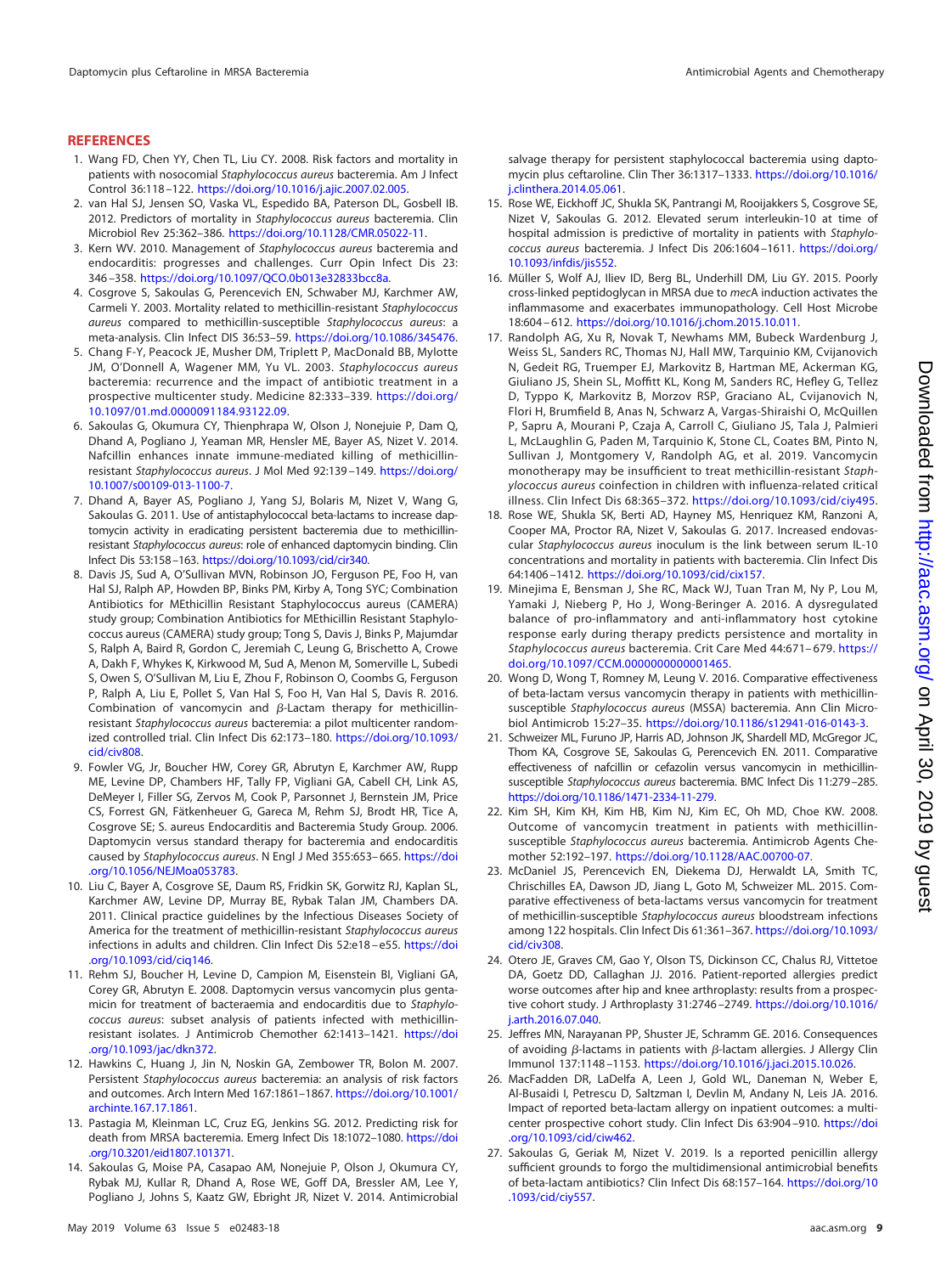## REFERENCES

1. Wang FD, Chen YY, Chen TL, Liu CY. 2008. Risk factors and mortality in patients with nosocomial *Staphylococcus aureus* bacteremia. Am J Infect Control 36:118–122. https://doi.org/10.1016/j.ajic.2007.02.005.
2. van Hal SJ, Jensen SO, Vaska VL, Espedido BA, Paterson DL, Gosbell IB. 2012. Predictors of mortality in *Staphylococcus aureus* bacteremia. Clin Microbiol Rev 25:362–386. https://doi.org/10.1128/CMR.05022-11.
3. Kern WV. 2010. Management of *Staphylococcus aureus* bacteremia and endocarditis: progresses and challenges. Curr Opin Infect Dis 23:346–358. https://doi.org/10.1097/QCO.0b013e32833bcc8a.
4. Cosgrove S, Sakoulas G, Perencevich EN, Schwaber MJ, Karchmer AW, Carmeli Y. 2003. Mortality related to methicillin-resistant *Staphylococcus aureus* compared to methicillin-susceptible *Staphylococcus aureus*: a meta-analysis. Clin Infect DIS 36:53–59. https://doi.org/10.1086/345476.
5. Chang F-Y, Peacock JE, Musher DM, Triplett P, MacDonald BB, Mylotte JM, O'Donnell A, Wagener MM, Yu VL. 2003. *Staphylococcus aureus* bacteremia: recurrence and the impact of antibiotic treatment in a prospective multicenter study. Medicine 82:333–339. https://doi.org/10.1097/01.md.0000091184.93122.09.
6. Sakoulas G, Okumura CY, Thienphrapa W, Olson J, Nonejuie P, Dam Q, Dhand A, Pogliano J, Yeaman MR, Hensler ME, Bayer AS, Nizet V. 2014. Nafcillin enhances innate immune-mediated killing of methicillin-resistant *Staphylococcus aureus*. J Mol Med 92:139–149. https://doi.org/10.1007/s00109-013-1100-7.
7. Dhand A, Bayer AS, Pogliano J, Yang SJ, Bolaris M, Nizet V, Wang G, Sakoulas G. 2011. Use of antistaphylococcal beta-lactams to increase daptomycin activity in eradicating persistent bacteremia due to methicillin-resistant *Staphylococcus aureus*: role of enhanced daptomycin binding. Clin Infect Dis 53:158–163. https://doi.org/10.1093/cid/cir340.
8. Davis JS, Sud A, O'Sullivan MVN, Robinson JO, Ferguson PE, Foo H, van Hal SJ, Ralph AP, Howden BP, Binks PM, Kirby A, Tong SYC; Combination Antibiotics for MEthicillin Resistant Staphylococcus aureus (CAMERA) study group; Combination Antibiotics for MEthicillin Resistant Staphylococcus aureus (CAMERA) study group; Tong S, Davis J, Binks P, Majumdar S, Ralph A, Baird R, Gordon C, Jeremiah C, Leung G, Brischetto A, Crowe A, Dakh F, Whykes K, Kirkwood M, Sud A, Menon M, Somerville L, Subedi S, Owen S, O'Sullivan M, Liu E, Zhou F, Robinson O, Coombs G, Ferguson P, Ralph A, Liu E, Pollet S, Van Hal S, Foo H, Van Hal S, Davis R. 2016. Combination of vancomycin and β-Lactam therapy for methicillin-resistant *Staphylococcus aureus* bacteremia: a pilot multicenter randomized controlled trial. Clin Infect Dis 62:173–180. https://doi.org/10.1093/cid/civ808.
9. Fowler VG, Jr, Boucher HW, Corey GR, Abrutyn E, Karchmer AW, Rupp ME, Levine DP, Chambers HF, Tally FP, Vigliani GA, Cabell CH, Link AS, DeMeyer I, Filler SG, Zervos M, Cook P, Parsonnet J, Bernstein JM, Price CS, Forrest GN, Fätkenheuer G, Gareca M, Rehm SJ, Brodt HR, Tice A, Cosgrove SE; S. aureus Endocarditis and Bacteremia Study Group. 2006. Daptomycin versus standard therapy for bacteremia and endocarditis caused by *Staphylococcus aureus*. N Engl J Med 355:653–665. https://doi.org/10.1056/NEJMoa053783.
10. Liu C, Bayer A, Cosgrove SE, Daum RS, Fridkin SK, Gorwitz RJ, Kaplan SL, Karchmer AW, Levine DP, Murray BE, Rybak Talan JM, Chambers DA. 2011. Clinical practice guidelines by the Infectious Diseases Society of America for the treatment of methicillin-resistant *Staphylococcus aureus* infections in adults and children. Clin Infect Dis 52:e18–e55. https://doi.org/10.1093/cid/ciq146.
11. Rehm SJ, Boucher H, Levine D, Campion M, Eisenstein BI, Vigliani GA, Corey GR, Abrutyn E. 2008. Daptomycin versus vancomycin plus gentamicin for treatment of bacteraemia and endocarditis due to *Staphylococcus aureus*: subset analysis of patients infected with methicillin-resistant isolates. J Antimicrob Chemother 62:1413–1421. https://doi.org/10.1093/jac/dkn372.
12. Hawkins C, Huang J, Jin N, Noskin GA, Zembower TR, Bolon M. 2007. Persistent *Staphylococcus aureus* bacteremia: an analysis of risk factors and outcomes. Arch Intern Med 167:1861–1867. https://doi.org/10.1001/archinte.167.17.1861.
13. Pastagia M, Kleinman LC, Cruz EG, Jenkins SG. 2012. Predicting risk for death from MRSA bacteremia. Emerg Infect Dis 18:1072–1080. https://doi.org/10.3201/eid1807.101371.
14. Sakoulas G, Moise PA, Casapao AM, Nonejuie P, Olson J, Okumura CY, Rybak MJ, Kullar R, Dhand A, Rose WE, Goff DA, Bressler AM, Lee Y, Pogliano J, Johns S, Kaatz GW, Ebright JR, Nizet V. 2014. Antimicrobial salvage therapy for persistent staphylococcal bacteremia using daptomycin plus ceftaroline. Clin Ther 36:1317–1333. https://doi.org/10.1016/j.clinthera.2014.05.061.
15. Rose WE, Eickhoff JC, Shukla SK, Pantrangi M, Rooijakkers S, Cosgrove SE, Nizet V, Sakoulas G. 2012. Elevated serum interleukin-10 at time of hospital admission is predictive of mortality in patients with *Staphylococcus aureus* bacteremia. J Infect Dis 206:1604–1611. https://doi.org/10.1093/infdis/jis552.
16. Müller S, Wolf AJ, Iliev ID, Berg BL, Underhill DM, Liu GY. 2015. Poorly cross-linked peptidoglycan in MRSA due to *mecA* induction activates the inflammasome and exacerbates immunopathology. Cell Host Microbe 18:604–612. https://doi.org/10.1016/j.chom.2015.10.011.
17. Randolph AG, Xu R, Novak T, Newhams MM, Bubeck Wardenburg J, Weiss SL, Sanders RC, Thomas NJ, Hall MW, Tarquinio KM, Cvijanovich N, Gedeit RG, Truemper EJ, Markovitz B, Hartman ME, Ackerman KG, Giuliano JS, Shein SL, Moffitt KL, Kong M, Sanders RC, Hefley G, Tellez D, Typpo K, Markovitz B, Morzov RSP, Graciano AL, Cvijanovich N, Flori H, Brumfield B, Anas N, Schwarz A, Vargas-Shiraishi O, McQuillen P, Sapru A, Mourani P, Czaja A, Carroll C, Giuliano JS, Tala J, Palmieri L, McLaughlin G, Paden M, Tarquinio K, Stone CL, Coates BM, Pinto N, Sullivan J, Montgomery V, Randolph AG, et al. 2019. Vancomycin monotherapy may be insufficient to treat methicillin-resistant *Staphylococcus aureus* coinfection in children with influenza-related critical illness. Clin Infect Dis 68:365–372. https://doi.org/10.1093/cid/ciy495.
18. Rose WE, Shukla SK, Berti AD, Hayney MS, Henriquez KM, Ranzoni A, Cooper MA, Proctor RA, Nizet V, Sakoulas G. 2017. Increased endovascular *Staphylococcus aureus* inoculum is the link between serum IL-10 concentrations and mortality in patients with bacteremia. Clin Infect Dis 64:1406–1412. https://doi.org/10.1093/cid/cix157.
19. Minejima E, Bensman J, She RC, Mack WJ, Tuan Tran M, Ny P, Lou M, Yamaki J, Nieberg P, Ho J, Wong-Beringer A. 2016. A dysregulated balance of pro-inflammatory and anti-inflammatory host cytokine response early during therapy predicts persistence and mortality in *Staphylococcus aureus* bacteremia. Crit Care Med 44:671–679. https://doi.org/10.1097/CCM.0000000000001465.
20. Wong D, Wong T, Romney M, Leung V. 2016. Comparative effectiveness of beta-lactam versus vancomycin therapy in patients with methicillin-susceptible *Staphylococcus aureus* (MSSA) bacteremia. Ann Clin Microbiol Antimicrob 15:27–35. https://doi.org/10.1186/s12941-016-0143-3.
21. Schweizer ML, Furuno JP, Harris AD, Johnson JK, Shardell MD, McGregor JC, Thom KA, Cosgrove SE, Sakoulas G, Perencevich EN. 2011. Comparative effectiveness of nafcillin or cefazolin versus vancomycin in methicillin-susceptible *Staphylococcus aureus* bacteremia. BMC Infect Dis 11:279–285. https://doi.org/10.1186/1471-2334-11-279.
22. Kim SH, Kim KH, Kim HB, Kim NJ, Kim EC, Oh MD, Choe KW. 2008. Outcome of vancomycin treatment in patients with methicillin-susceptible *Staphylococcus aureus* bacteremia. Antimicrob Agents Chemother 52:192–197. https://doi.org/10.1128/AAC.00700-07.
23. McDaniel JS, Perencevich EN, Diekema DJ, Herwaldt LA, Smith TC, Chrischilles EA, Dawson JD, Jiang L, Goto M, Schweizer ML. 2015. Comparative effectiveness of beta-lactams versus vancomycin for treatment of methicillin-susceptible *Staphylococcus aureus* bloodstream infections among 122 hospitals. Clin Infect Dis 61:361–367. https://doi.org/10.1093/cid/civ308.
24. Otero JE, Graves CM, Gao Y, Olson TS, Dickinson CC, Chalus RJ, Vittetoe DA, Goetz DD, Callaghan JJ. 2016. Patient-reported allergies predict worse outcomes after hip and knee arthroplasty: results from a prospective cohort study. J Arthroplasty 31:2746–2749. https://doi.org/10.1016/j.arth.2016.07.040.
25. Jeffres MN, Narayanan PP, Shuster JE, Schramm GE. 2016. Consequences of avoiding β-lactams in patients with β-lactam allergies. J Allergy Clin Immunol 137:1148–1153. https://doi.org/10.1016/j.jaci.2015.10.026.
26. MacFadden DR, LaDelfa A, Leen J, Gold WL, Daneman N, Weber E, Al-Busaidi I, Petrescu D, Saltzman I, Devlin M, Andany N, Leis JA. 2016. Impact of reported beta-lactam allergy on inpatient outcomes: a multicenter prospective cohort study. Clin Infect Dis 63:904–910. https://doi.org/10.1093/cid/ciw462.
27. Sakoulas G, Geriak M, Nizet V. 2019. Is a reported penicillin allergy sufficient grounds to forgo the multidimensional antimicrobial benefits of beta-lactam antibiotics? Clin Infect Dis 68:157–164. https://doi.org/10.1093/cid/ciy557.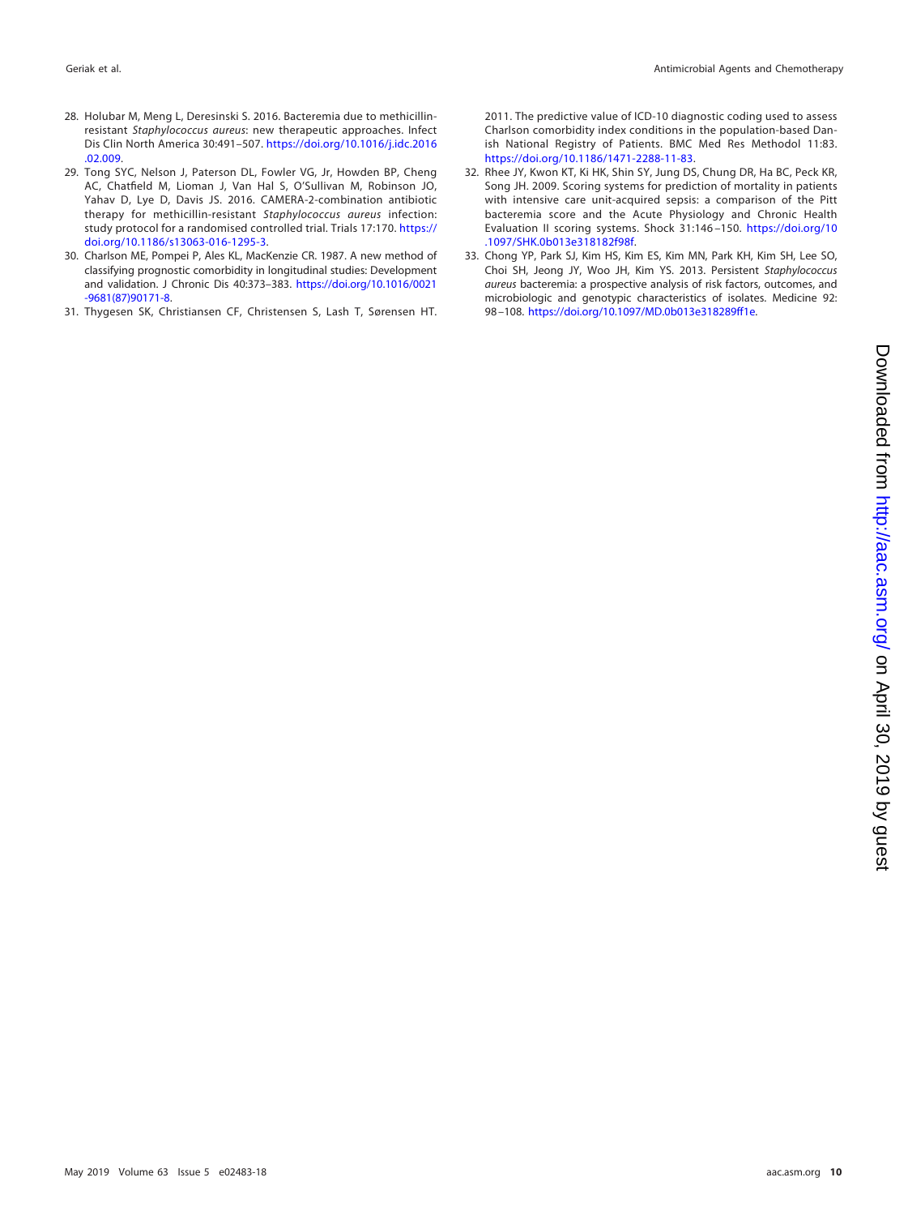28. Holubar M, Meng L, Deresinski S. 2016. Bacteremia due to methicillin-resistant *Staphylococcus aureus*: new therapeutic approaches. Infect Dis Clin North America 30:491–507. https://doi.org/10.1016/j.idc.2016.02.009.
29. Tong SYC, Nelson J, Paterson DL, Fowler VG, Jr, Howden BP, Cheng AC, Chatfield M, Lioman J, Van Hal S, O'Sullivan M, Robinson JO, Yahav D, Lye D, Davis JS. 2016. CAMERA-2-combination antibiotic therapy for methicillin-resistant *Staphylococcus aureus* infection: study protocol for a randomised controlled trial. Trials 17:170. https://doi.org/10.1186/s13063-016-1295-3.
30. Charlson ME, Pompei P, Ales KL, MacKenzie CR. 1987. A new method of classifying prognostic comorbidity in longitudinal studies: Development and validation. J Chronic Dis 40:373–383. https://doi.org/10.1016/0021-9681(87)90171-8.
31. Thygesen SK, Christiansen CF, Christensen S, Lash T, Sørensen HT. 2011. The predictive value of ICD-10 diagnostic coding used to assess Charlson comorbidity index conditions in the population-based Danish National Registry of Patients. BMC Med Res Methodol 11:83. https://doi.org/10.1186/1471-2288-11-83.
32. Rhee JY, Kwon KT, Ki HK, Shin SY, Jung DS, Chung DR, Ha BC, Peck KR, Song JH. 2009. Scoring systems for prediction of mortality in patients with intensive care unit-acquired sepsis: a comparison of the Pitt bacteremia score and the Acute Physiology and Chronic Health Evaluation II scoring systems. Shock 31:146–150. https://doi.org/10.1097/SHK.0b013e318182f98f.
33. Chong YP, Park SJ, Kim HS, Kim ES, Kim MN, Park KH, Kim SH, Lee SO, Choi SH, Jeong JY, Woo JH, Kim YS. 2013. Persistent *Staphylococcus aureus* bacteremia: a prospective analysis of risk factors, outcomes, and microbiologic and genotypic characteristics of isolates. Medicine 92:98–108. https://doi.org/10.1097/MD.0b013e318289ff1e.